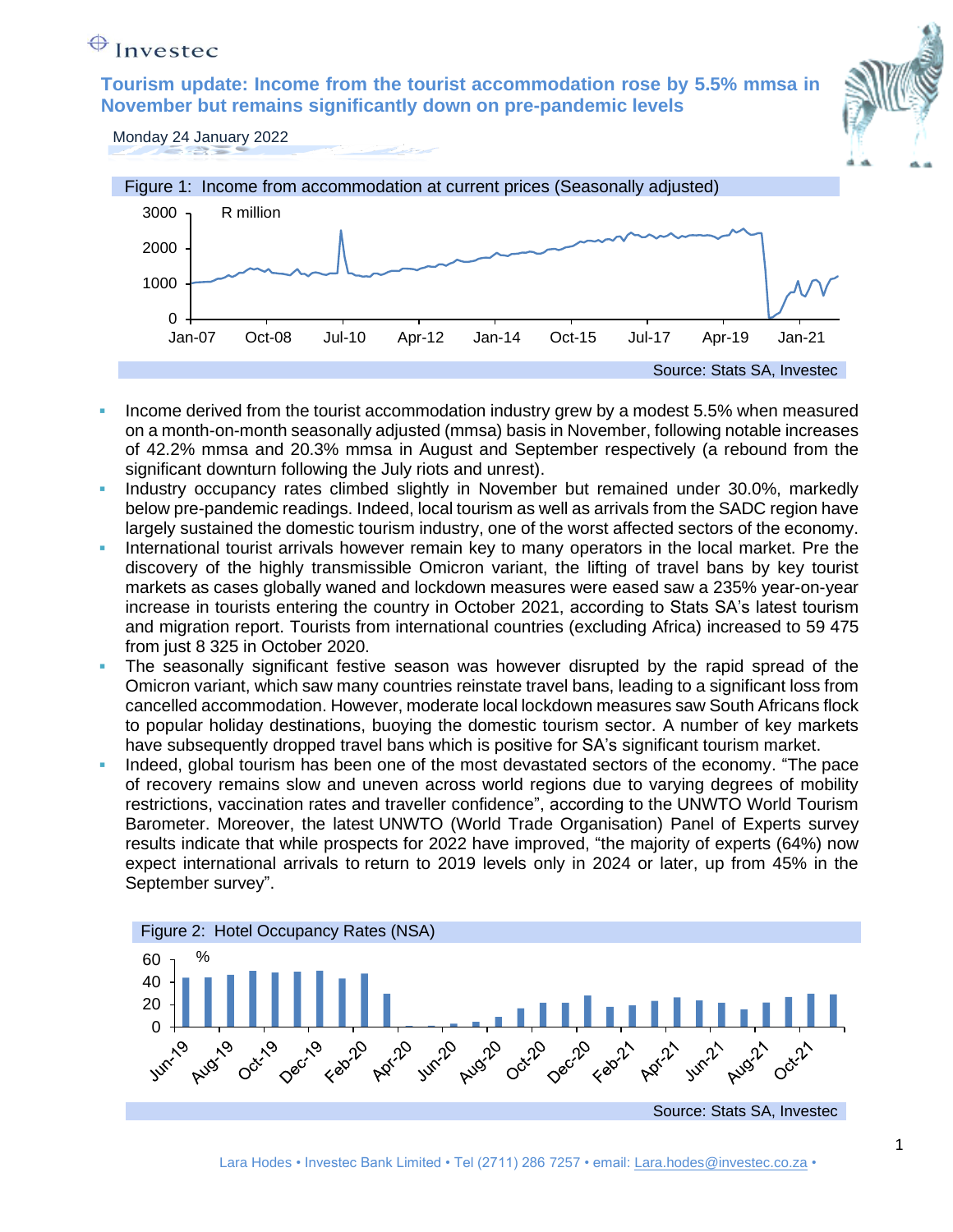Investec

# Tourism update: Income from the tourist accommodation rose by 5.5% mmsa in November but remains significantly down on pre-pandemic levels

Monday 24 January 2022

Figure 1: Income from accommodation at current prices (Seasonally adjusted)

Source: Stats SA, Investec

- Income derived from the tourist accommodation industry grew by a modest 5.5% when measured on a month-on-month seasonally adjusted (mmsa) basis in November, following notable increases of 42.2% mmsa and 20.3% mmsa in August and September respectively (a rebound from the significant downturn following the July riots and unrest).
- Industry occupancy rates climbed slightly in November but remained under 30.0%, markedly below pre-pandemic readings. Indeed, local tourism as well as arrivals from the SADC region have largely sustained the domestic tourism industry, one of the worst affected sectors of the economy.
- International tourist arrivals however remain key to many operators in the local market. Pre the discovery of the highly transmissible Omicron variant, the lifting of travel bans by key tourist markets as cases globally waned and lockdown measures were eased saw a 235% year-on-year increase in tourists entering the country in October 2021, according to Stats SA's latest tourism and migration report. Tourists from international countries (excluding Africa) increased to 59 475 from just 8 325 in October 2020.
- The seasonally significant festive season was however disrupted by the rapid spread of the Omicron variant, which saw many countries reinstate travel bans, leading to a significant loss from cancelled accommodation. However, moderate local lockdown measures saw South Africans flock to popular holiday destinations, buoying the domestic tourism sector. A number of key markets have subsequently dropped travel bans which is positive for SA's significant tourism market.
- Indeed, global tourism has been one of the most devastated sectors of the economy. "The pace of recovery remains slow and uneven across world regions due to varying degrees of mobility restrictions, vaccination rates and traveller confidence", according to the UNWTO World Tourism Barometer. Moreover, the latest UNWTO (World Trade Organisation) Panel of Experts survey results indicate that while prospects for 2022 have improved, "the majority of experts (64%) now expect international arrivals to return to 2019 levels only in 2024 or later, up from 45% in the September survey".

Figure 2: Hotel Occupancy Rates (NSA)

Source: Stats SA, Investec

Lara Hodes • Investec Bank Limited • Tel (2711) 286 7257 • email: Lara.hodes@investec.co.za •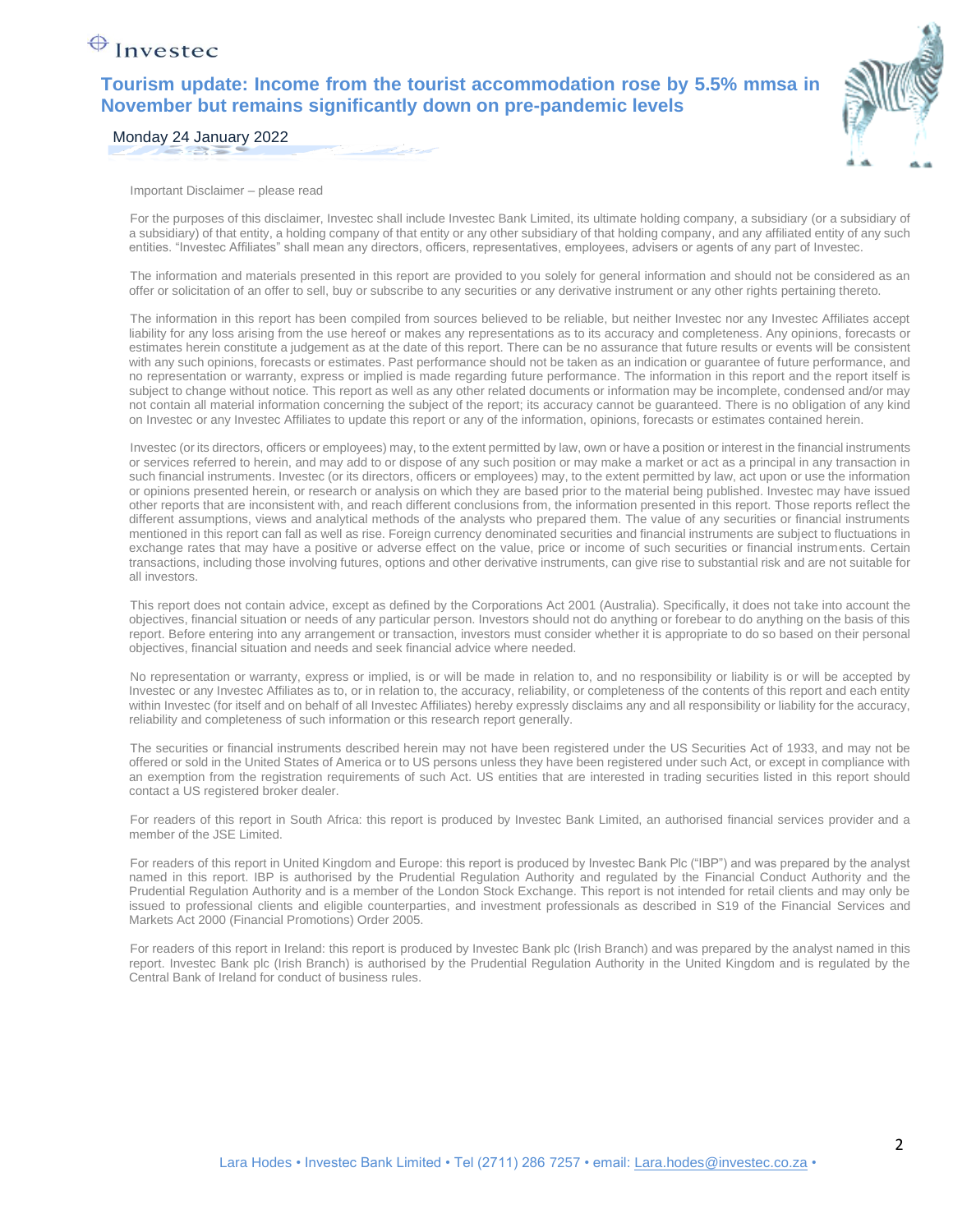Important Disclaimer – please read

For the purposes of this disclaimer, Investec shall include Investec Bank Limited, its ultimate holding company, a subsidiary (or a subsidiary of a subsidiary) of that entity, a holding company of that entity or any other subsidiary of that holding company, and any affiliated entity of any such entities. "Investec Affiliates" shall mean any directors, officers, representatives, employees, advisers or agents of any part of Investec.

The information and materials presented in this report are provided to you solely for general information and should not be considered as an offer or solicitation of an offer to sell, buy or subscribe to any securities or any derivative instrument or any other rights pertaining thereto.

The information in this report has been compiled from sources believed to be reliable, but neither Investec nor any Investec Affiliates accept liability for any loss arising from the use hereof or makes any representations as to its accuracy and completeness. Any opinions, forecasts or estimates herein constitute a judgement as at the date of this report. There can be no assurance that future results or events will be consistent with any such opinions, forecasts or estimates. Past performance should not be taken as an indication or guarantee of future performance, and no representation or warranty, express or implied is made regarding future performance. The information in this report and the report itself is subject to change without notice. This report as well as any other related documents or information may be incomplete, condensed and/or may not contain all material information concerning the subject of the report; its accuracy cannot be guaranteed. There is no obligation of any kind on Investec or any Investec Affiliates to update this report or any of the information, opinions, forecasts or estimates contained herein.

Investec (or its directors, officers or employees) may, to the extent permitted by law, own or have a position or interest in the financial instruments or services referred to herein, and may add to or dispose of any such position or may make a market or act as a principal in any transaction in such financial instruments. Investec (or its directors, officers or employees) may, to the extent permitted by law, act upon or use the information or opinions presented herein, or research or analysis on which they are based prior to the material being published. Investec may have issued other reports that are inconsistent with, and reach different conclusions from, the information presented in this report. Those reports reflect the different assumptions, views and analytical methods of the analysts who prepared them. The value of any securities or financial instruments mentioned in this report can fall as well as rise. Foreign currency denominated securities and financial instruments are subject to fluctuations in exchange rates that may have a positive or adverse effect on the value, price or income of such securities or financial instruments. Certain transactions, including those involving futures, options and other derivative instruments, can give rise to substantial risk and are not suitable for all investors.

This report does not contain advice, except as defined by the Corporations Act 2001 (Australia). Specifically, it does not take into account the objectives, financial situation or needs of any particular person. Investors should not do anything or forebear to do anything on the basis of this report. Before entering into any arrangement or transaction, investors must consider whether it is appropriate to do so based on their personal objectives, financial situation and needs and seek financial advice where needed.

No representation or warranty, express or implied, is or will be made in relation to, and no responsibility or liability is or will be accepted by Investec or any Investec Affiliates as to, or in relation to, the accuracy, reliability, or completeness of the contents of this report and each entity within Investec (for itself and on behalf of all Investec Affiliates) hereby expressly disclaims any and all responsibility or liability for the accuracy, reliability and completeness of such information or this research report generally.

The securities or financial instruments described herein may not have been registered under the US Securities Act of 1933, and may not be offered or sold in the United States of America or to US persons unless they have been registered under such Act, or except in compliance with an exemption from the registration requirements of such Act. US entities that are interested in trading securities listed in this report should contact a US registered broker dealer.

For readers of this report in South Africa: this report is produced by Investec Bank Limited, an authorised financial services provider and a member of the JSE Limited.

For readers of this report in United Kingdom and Europe: this report is produced by Investec Bank Plc ("IBP") and was prepared by the analyst named in this report. IBP is authorised by the Prudential Regulation Authority and regulated by the Financial Conduct Authority and the Prudential Regulation Authority and is a member of the London Stock Exchange. This report is not intended for retail clients and may only be issued to professional clients and eligible counterparties, and investment professionals as described in S19 of the Financial Services and Markets Act 2000 (Financial Promotions) Order 2005.

For readers of this report in Ireland: this report is produced by Investec Bank plc (Irish Branch) and was prepared by the analyst named in this report. Investec Bank plc (Irish Branch) is authorised by the Prudential Regulation Authority in the United Kingdom and is regulated by the Central Bank of Ireland for conduct of business rules.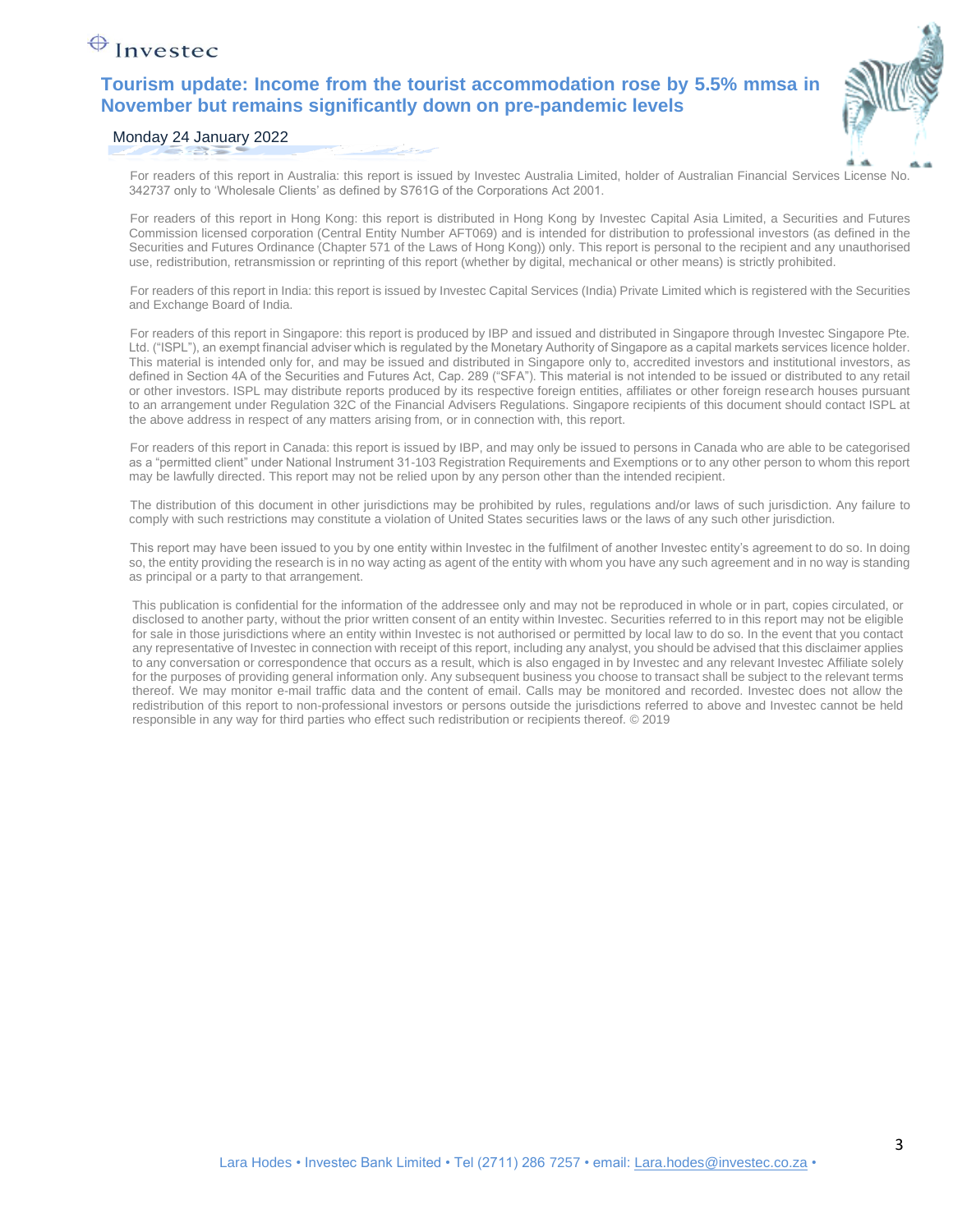For readers of this report in Australia: this report is issued by Investec Australia Limited, holder of Australian Financial Services License No. 342737 only to 'Wholesale Clients' as defined by S761G of the Corporations Act 2001.

For readers of this report in Hong Kong: this report is distributed in Hong Kong by Investec Capital Asia Limited, a Securities and Futures Commission licensed corporation (Central Entity Number AFT069) and is intended for distribution to professional investors (as defined in the Securities and Futures Ordinance (Chapter 571 of the Laws of Hong Kong)) only. This report is personal to the recipient and any unauthorised use, redistribution, retransmission or reprinting of this report (whether by digital, mechanical or other means) is strictly prohibited.

For readers of this report in India: this report is issued by Investec Capital Services (India) Private Limited which is registered with the Securities and Exchange Board of India.

For readers of this report in Singapore: this report is produced by IBP and issued and distributed in Singapore through Investec Singapore Pte. Ltd. ("ISPL"), an exempt financial adviser which is regulated by the Monetary Authority of Singapore as a capital markets services licence holder. This material is intended only for, and may be issued and distributed in Singapore only to, accredited investors and institutional investors, as defined in Section 4A of the Securities and Futures Act, Cap. 289 ("SFA"). This material is not intended to be issued or distributed to any retail or other investors. ISPL may distribute reports produced by its respective foreign entities, affiliates or other foreign research houses pursuant to an arrangement under Regulation 32C of the Financial Advisers Regulations. Singapore recipients of this document should contact ISPL at the above address in respect of any matters arising from, or in connection with, this report.

For readers of this report in Canada: this report is issued by IBP, and may only be issued to persons in Canada who are able to be categorised as a "permitted client" under National Instrument 31-103 Registration Requirements and Exemptions or to any other person to whom this report may be lawfully directed. This report may not be relied upon by any person other than the intended recipient.

The distribution of this document in other jurisdictions may be prohibited by rules, regulations and/or laws of such jurisdiction. Any failure to comply with such restrictions may constitute a violation of United States securities laws or the laws of any such other jurisdiction.

This report may have been issued to you by one entity within Investec in the fulfilment of another Investec entity's agreement to do so. In doing so, the entity providing the research is in no way acting as agent of the entity with whom you have any such agreement and in no way is standing as principal or a party to that arrangement.

This publication is confidential for the information of the addressee only and may not be reproduced in whole or in part, copies circulated, or disclosed to another party, without the prior written consent of an entity within Investec. Securities referred to in this report may not be eligible for sale in those jurisdictions where an entity within Investec is not authorised or permitted by local law to do so. In the event that you contact any representative of Investec in connection with receipt of this report, including any analyst, you should be advised that this disclaimer applies to any conversation or correspondence that occurs as a result, which is also engaged in by Investec and any relevant Investec Affiliate solely for the purposes of providing general information only. Any subsequent business you choose to transact shall be subject to the relevant terms thereof. We may monitor e-mail traffic data and the content of email. Calls may be monitored and recorded. Investec does not allow the redistribution of this report to non-professional investors or persons outside the jurisdictions referred to above and Investec cannot be held responsible in any way for third parties who effect such redistribution or recipients thereof. © 2019